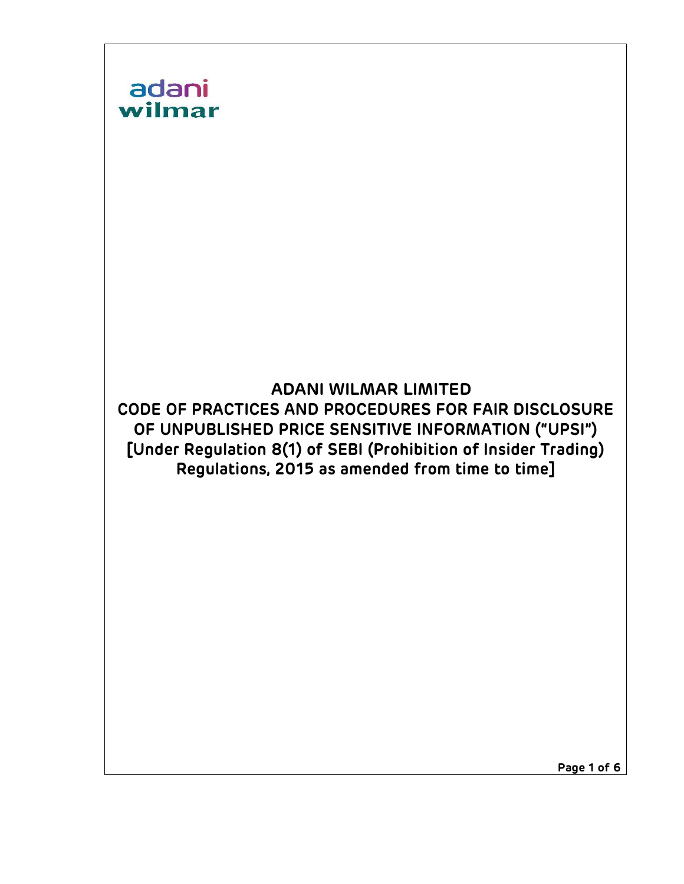adani
wilmar

# ADANI WILMAR LIMITED

## CODE OF PRACTICES AND PROCEDURES FOR FAIR DISCLOSURE OF UNPUBLISHED PRICE SENSITIVE INFORMATION ("UPSI")

**[Under Regulation 8(1) of SEBI (Prohibition of Insider Trading) Regulations, 2015 as amended from time to time]**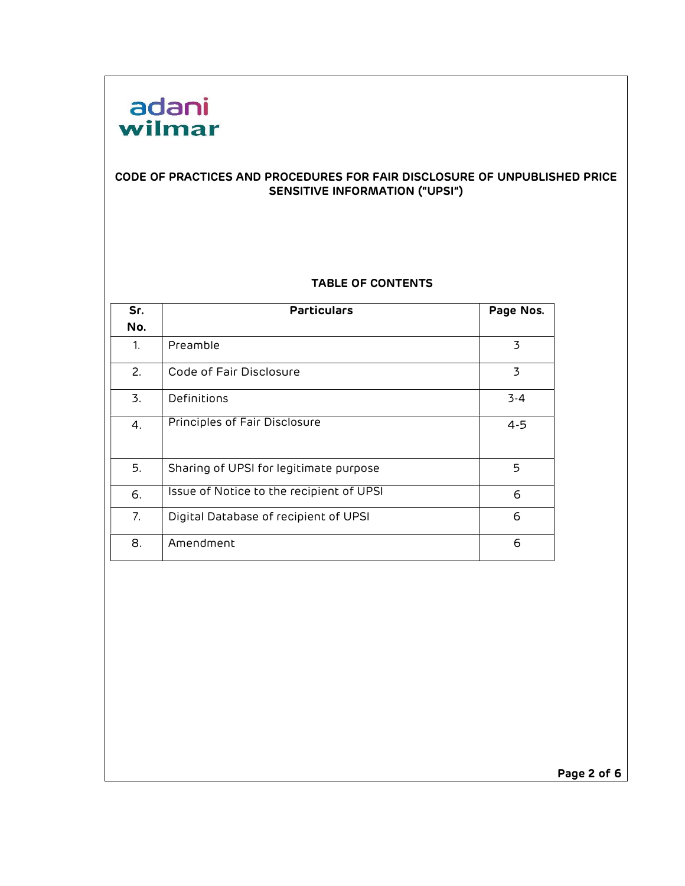adani wilmar

## CODE OF PRACTICES AND PROCEDURES FOR FAIR DISCLOSURE OF UNPUBLISHED PRICE SENSITIVE INFORMATION ("UPSI")

### TABLE OF CONTENTS

| Sr. No. | Particulars | Page Nos. |
|---|---|---|
| 1. | Preamble | 3 |
| 2. | Code of Fair Disclosure | 3 |
| 3. | Definitions | 3-4 |
| 4. | Principles of Fair Disclosure | 4-5 |
| 5. | Sharing of UPSI for legitimate purpose | 5 |
| 6. | Issue of Notice to the recipient of UPSI | 6 |
| 7. | Digital Database of recipient of UPSI | 6 |
| 8. | Amendment | 6 |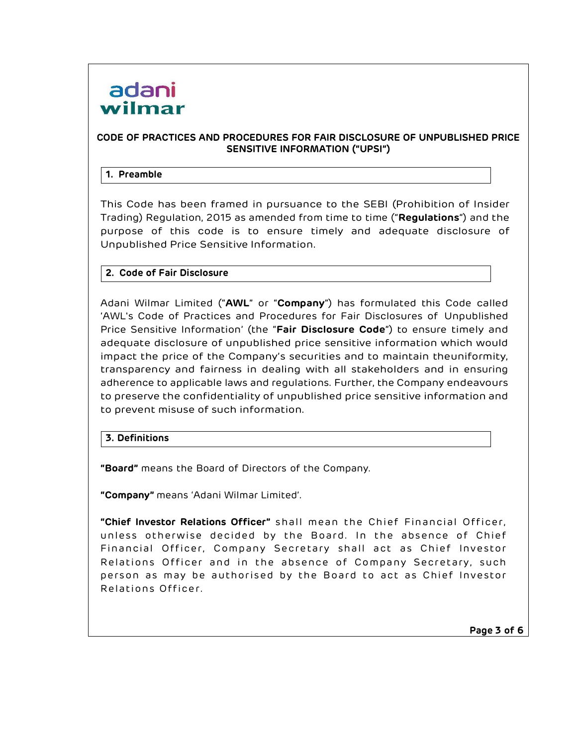**CODE OF PRACTICES AND PROCEDURES FOR FAIR DISCLOSURE OF UNPUBLISHED PRICE SENSITIVE INFORMATION ("UPSI")**

## 1. Preamble

This Code has been framed in pursuance to the SEBI (Prohibition of Insider Trading) Regulation, 2015 as amended from time to time ("**Regulations**") and the purpose of this code is to ensure timely and adequate disclosure of Unpublished Price Sensitive Information.

## 2. Code of Fair Disclosure

Adani Wilmar Limited ("**AWL**" or "**Company**") has formulated this Code called 'AWL's Code of Practices and Procedures for Fair Disclosures of Unpublished Price Sensitive Information' (the "**Fair Disclosure Code**") to ensure timely and adequate disclosure of unpublished price sensitive information which would impact the price of the Company's securities and to maintain theuniformity, transparency and fairness in dealing with all stakeholders and in ensuring adherence to applicable laws and regulations. Further, the Company endeavours to preserve the confidentiality of unpublished price sensitive information and to prevent misuse of such information.

## 3. Definitions

**"Board"** means the Board of Directors of the Company.

**"Company"** means 'Adani Wilmar Limited'.

**"Chief Investor Relations Officer"** shall mean the Chief Financial Officer, unless otherwise decided by the Board. In the absence of Chief Financial Officer, Company Secretary shall act as Chief Investor Relations Officer and in the absence of Company Secretary, such person as may be authorised by the Board to act as Chief Investor Relations Officer.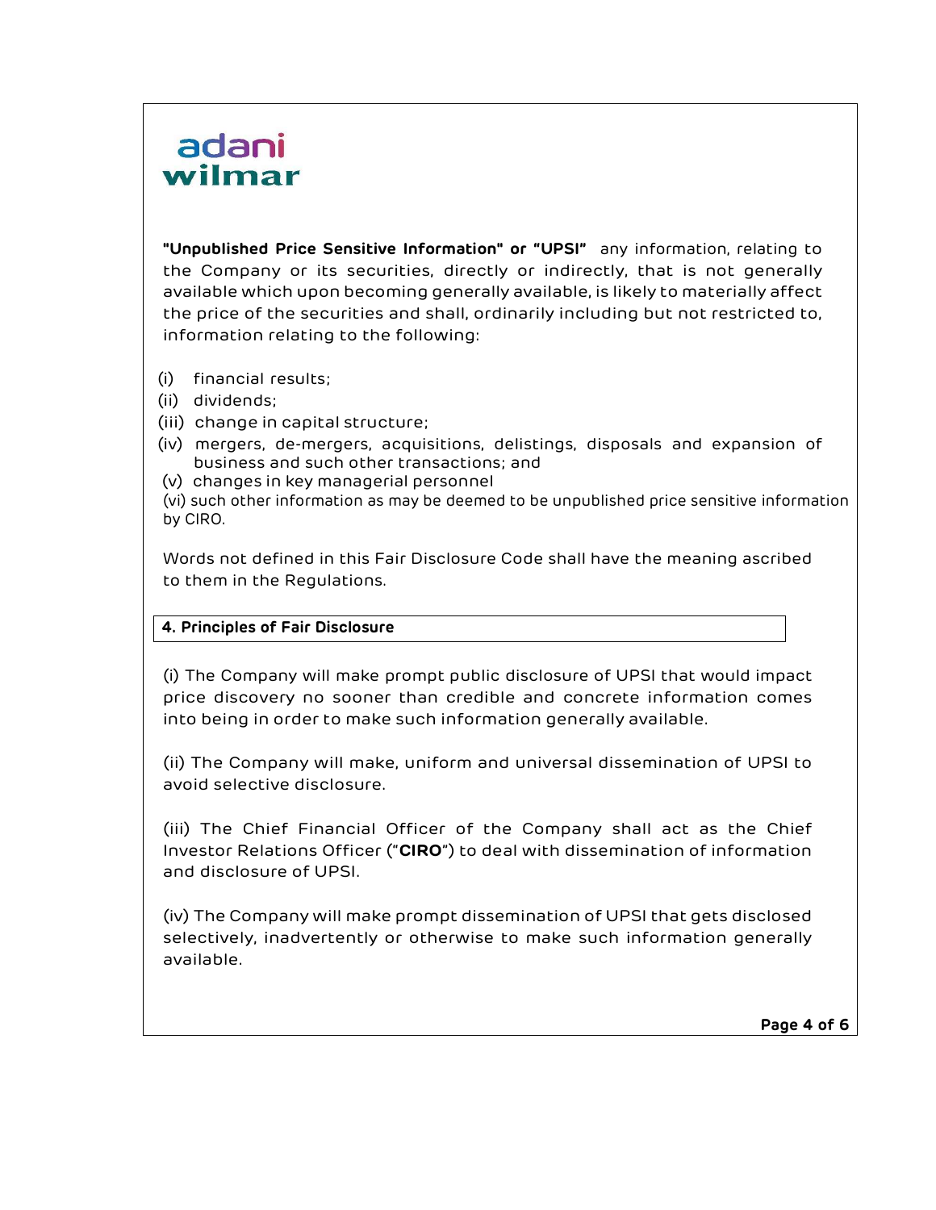**"Unpublished Price Sensitive Information" or "UPSI"** any information, relating to the Company or its securities, directly or indirectly, that is not generally available which upon becoming generally available, is likely to materially affect the price of the securities and shall, ordinarily including but not restricted to, information relating to the following:

(i) financial results;
(ii) dividends;
(iii) change in capital structure;
(iv) mergers, de-mergers, acquisitions, delistings, disposals and expansion of business and such other transactions; and
(v) changes in key managerial personnel
(vi) such other information as may be deemed to be unpublished price sensitive information by CIRO.

Words not defined in this Fair Disclosure Code shall have the meaning ascribed to them in the Regulations.

## 4. Principles of Fair Disclosure

(i) The Company will make prompt public disclosure of UPSI that would impact price discovery no sooner than credible and concrete information comes into being in order to make such information generally available.

(ii) The Company will make, uniform and universal dissemination of UPSI to avoid selective disclosure.

(iii) The Chief Financial Officer of the Company shall act as the Chief Investor Relations Officer ("**CIRO**") to deal with dissemination of information and disclosure of UPSI.

(iv) The Company will make prompt dissemination of UPSI that gets disclosed selectively, inadvertently or otherwise to make such information generally available.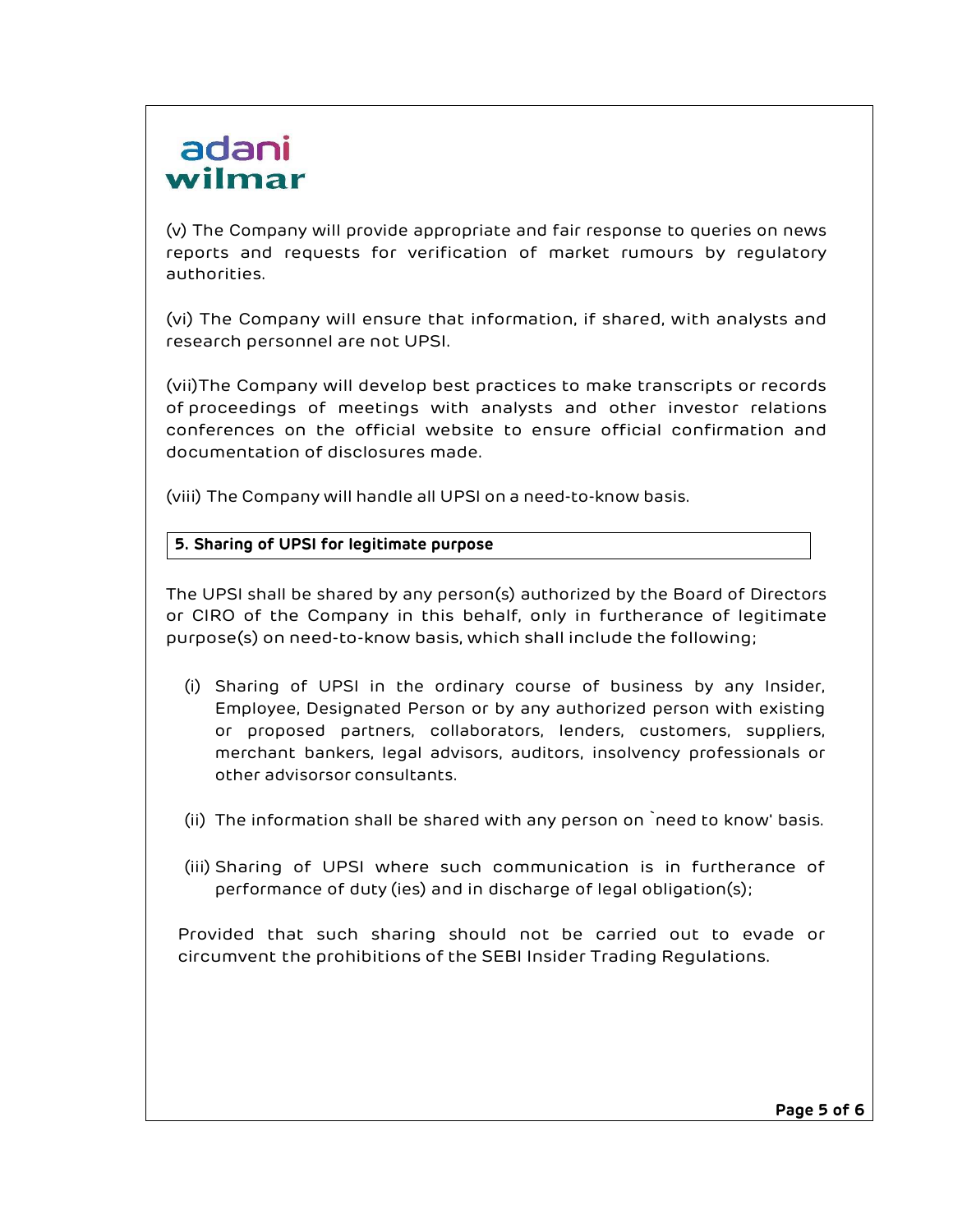(v) The Company will provide appropriate and fair response to queries on news reports and requests for verification of market rumours by regulatory authorities.

(vi) The Company will ensure that information, if shared, with analysts and research personnel are not UPSI.

(vii)The Company will develop best practices to make transcripts or records of proceedings of meetings with analysts and other investor relations conferences on the official website to ensure official confirmation and documentation of disclosures made.

(viii) The Company will handle all UPSI on a need-to-know basis.

**5. Sharing of UPSI for legitimate purpose**

The UPSI shall be shared by any person(s) authorized by the Board of Directors or CIRO of the Company in this behalf, only in furtherance of legitimate purpose(s) on need-to-know basis, which shall include the following;

(i) Sharing of UPSI in the ordinary course of business by any Insider, Employee, Designated Person or by any authorized person with existing or proposed partners, collaborators, lenders, customers, suppliers, merchant bankers, legal advisors, auditors, insolvency professionals or other advisorsor consultants.

(ii) The information shall be shared with any person on `need to know' basis.

(iii) Sharing of UPSI where such communication is in furtherance of performance of duty (ies) and in discharge of legal obligation(s);

Provided that such sharing should not be carried out to evade or circumvent the prohibitions of the SEBI Insider Trading Regulations.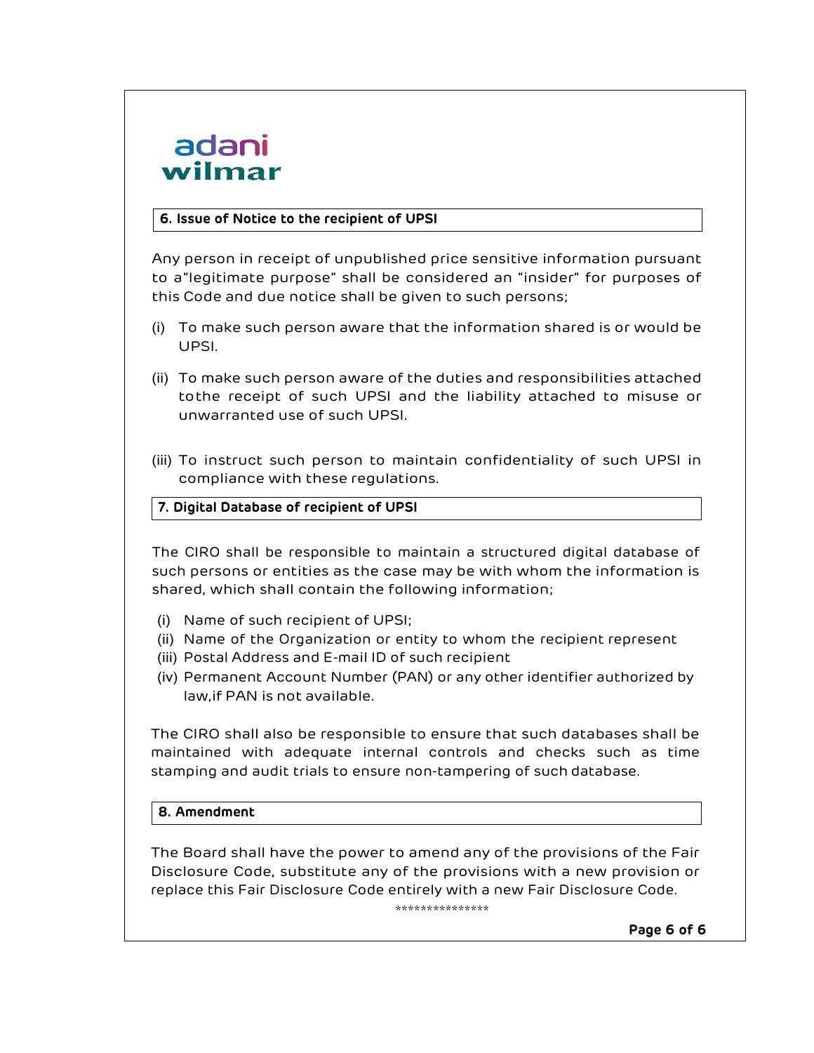## 6. Issue of Notice to the recipient of UPSI

Any person in receipt of unpublished price sensitive information pursuant to a"legitimate purpose" shall be considered an "insider" for purposes of this Code and due notice shall be given to such persons;

(i) To make such person aware that the information shared is or would be UPSI.

(ii) To make such person aware of the duties and responsibilities attached tothe receipt of such UPSI and the liability attached to misuse or unwarranted use of such UPSI.

(iii) To instruct such person to maintain confidentiality of such UPSI in compliance with these regulations.

## 7. Digital Database of recipient of UPSI

The CIRO shall be responsible to maintain a structured digital database of such persons or entities as the case may be with whom the information is shared, which shall contain the following information;

(i) Name of such recipient of UPSI;
(ii) Name of the Organization or entity to whom the recipient represent
(iii) Postal Address and E-mail ID of such recipient
(iv) Permanent Account Number (PAN) or any other identifier authorized by law,if PAN is not available.

The CIRO shall also be responsible to ensure that such databases shall be maintained with adequate internal controls and checks such as time stamping and audit trials to ensure non-tampering of such database.

## 8. Amendment

The Board shall have the power to amend any of the provisions of the Fair Disclosure Code, substitute any of the provisions with a new provision or replace this Fair Disclosure Code entirely with a new Fair Disclosure Code.

***************